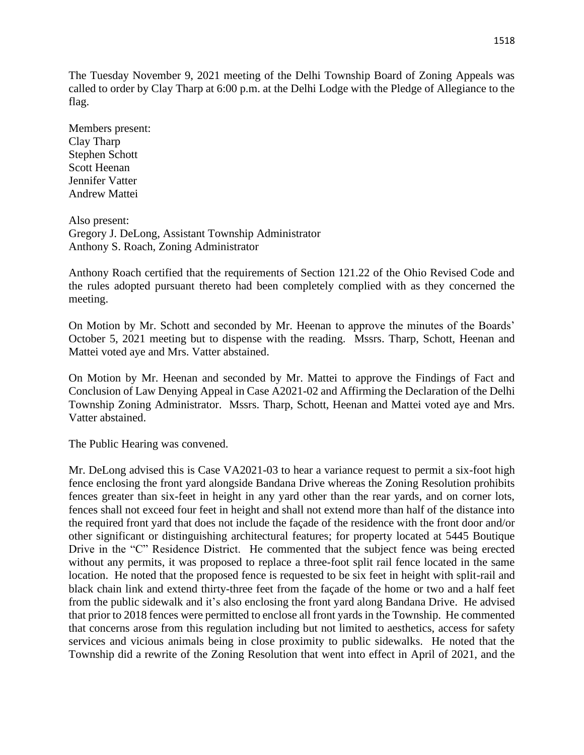The Tuesday November 9, 2021 meeting of the Delhi Township Board of Zoning Appeals was called to order by Clay Tharp at 6:00 p.m. at the Delhi Lodge with the Pledge of Allegiance to the flag.

Members present:
Clay Tharp
Stephen Schott
Scott Heenan
Jennifer Vatter
Andrew Mattei

Also present:
Gregory J. DeLong, Assistant Township Administrator
Anthony S. Roach, Zoning Administrator

Anthony Roach certified that the requirements of Section 121.22 of the Ohio Revised Code and the rules adopted pursuant thereto had been completely complied with as they concerned the meeting.

On Motion by Mr. Schott and seconded by Mr. Heenan to approve the minutes of the Boards' October 5, 2021 meeting but to dispense with the reading. Mssrs. Tharp, Schott, Heenan and Mattei voted aye and Mrs. Vatter abstained.

On Motion by Mr. Heenan and seconded by Mr. Mattei to approve the Findings of Fact and Conclusion of Law Denying Appeal in Case A2021-02 and Affirming the Declaration of the Delhi Township Zoning Administrator. Mssrs. Tharp, Schott, Heenan and Mattei voted aye and Mrs. Vatter abstained.

The Public Hearing was convened.

Mr. DeLong advised this is Case VA2021-03 to hear a variance request to permit a six-foot high fence enclosing the front yard alongside Bandana Drive whereas the Zoning Resolution prohibits fences greater than six-feet in height in any yard other than the rear yards, and on corner lots, fences shall not exceed four feet in height and shall not extend more than half of the distance into the required front yard that does not include the façade of the residence with the front door and/or other significant or distinguishing architectural features; for property located at 5445 Boutique Drive in the "C" Residence District. He commented that the subject fence was being erected without any permits, it was proposed to replace a three-foot split rail fence located in the same location. He noted that the proposed fence is requested to be six feet in height with split-rail and black chain link and extend thirty-three feet from the façade of the home or two and a half feet from the public sidewalk and it's also enclosing the front yard along Bandana Drive. He advised that prior to 2018 fences were permitted to enclose all front yards in the Township. He commented that concerns arose from this regulation including but not limited to aesthetics, access for safety services and vicious animals being in close proximity to public sidewalks. He noted that the Township did a rewrite of the Zoning Resolution that went into effect in April of 2021, and the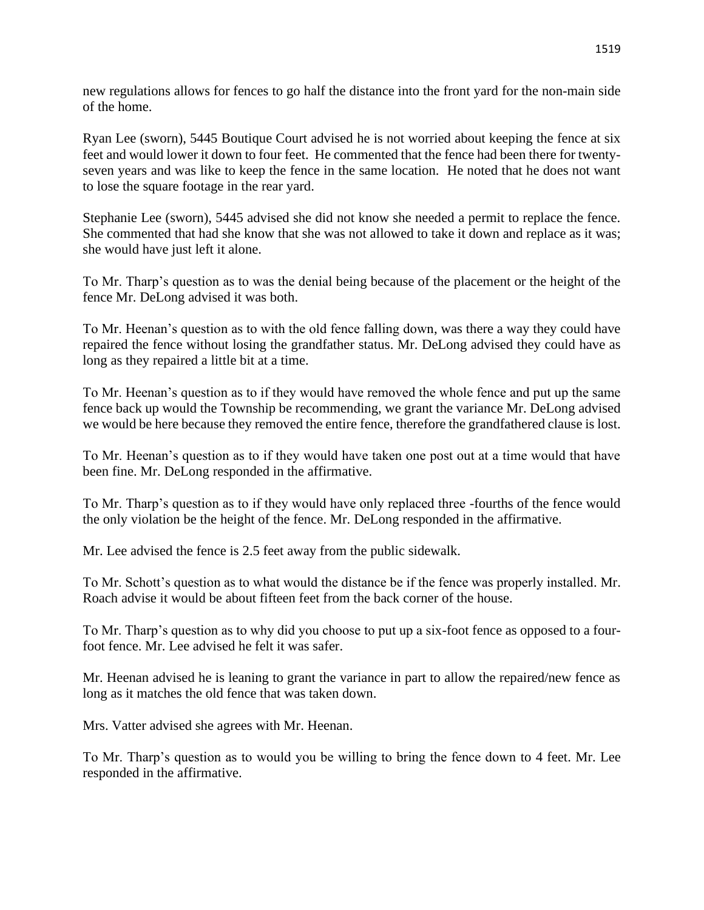new regulations allows for fences to go half the distance into the front yard for the non-main side of the home.

Ryan Lee (sworn), 5445 Boutique Court advised he is not worried about keeping the fence at six feet and would lower it down to four feet. He commented that the fence had been there for twenty-seven years and was like to keep the fence in the same location. He noted that he does not want to lose the square footage in the rear yard.

Stephanie Lee (sworn), 5445 advised she did not know she needed a permit to replace the fence. She commented that had she know that she was not allowed to take it down and replace as it was; she would have just left it alone.

To Mr. Tharp's question as to was the denial being because of the placement or the height of the fence Mr. DeLong advised it was both.

To Mr. Heenan's question as to with the old fence falling down, was there a way they could have repaired the fence without losing the grandfather status. Mr. DeLong advised they could have as long as they repaired a little bit at a time.

To Mr. Heenan's question as to if they would have removed the whole fence and put up the same fence back up would the Township be recommending, we grant the variance Mr. DeLong advised we would be here because they removed the entire fence, therefore the grandfathered clause is lost.

To Mr. Heenan's question as to if they would have taken one post out at a time would that have been fine. Mr. DeLong responded in the affirmative.

To Mr. Tharp's question as to if they would have only replaced three -fourths of the fence would the only violation be the height of the fence. Mr. DeLong responded in the affirmative.

Mr. Lee advised the fence is 2.5 feet away from the public sidewalk.

To Mr. Schott's question as to what would the distance be if the fence was properly installed. Mr. Roach advise it would be about fifteen feet from the back corner of the house.

To Mr. Tharp's question as to why did you choose to put up a six-foot fence as opposed to a four-foot fence. Mr. Lee advised he felt it was safer.

Mr. Heenan advised he is leaning to grant the variance in part to allow the repaired/new fence as long as it matches the old fence that was taken down.

Mrs. Vatter advised she agrees with Mr. Heenan.

To Mr. Tharp's question as to would you be willing to bring the fence down to 4 feet. Mr. Lee responded in the affirmative.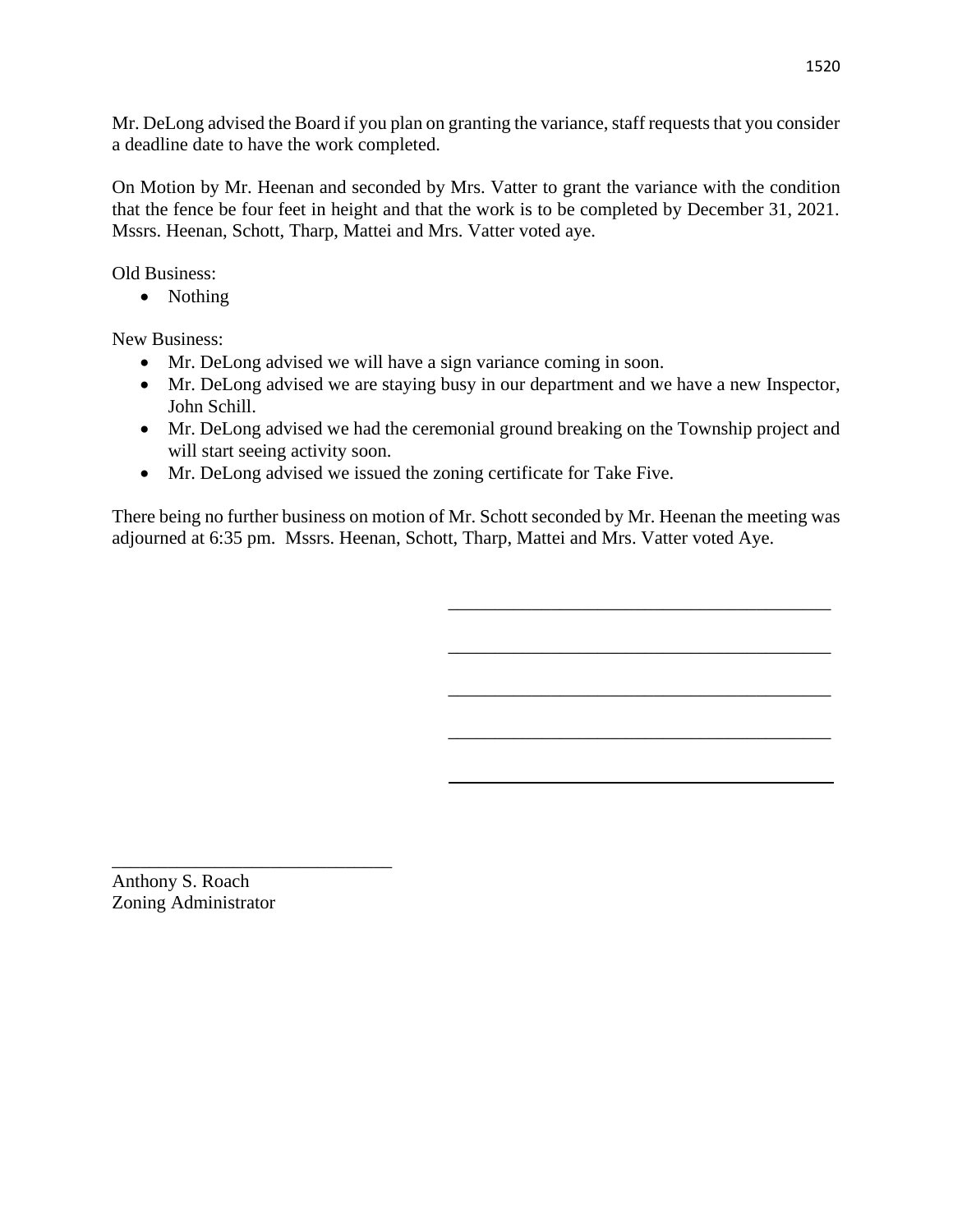Mr. DeLong advised the Board if you plan on granting the variance, staff requests that you consider a deadline date to have the work completed.

On Motion by Mr. Heenan and seconded by Mrs. Vatter to grant the variance with the condition that the fence be four feet in height and that the work is to be completed by December 31, 2021. Mssrs. Heenan, Schott, Tharp, Mattei and Mrs. Vatter voted aye.

Old Business:

- Nothing

New Business:

- Mr. DeLong advised we will have a sign variance coming in soon.
- Mr. DeLong advised we are staying busy in our department and we have a new Inspector, John Schill.
- Mr. DeLong advised we had the ceremonial ground breaking on the Township project and will start seeing activity soon.
- Mr. DeLong advised we issued the zoning certificate for Take Five.

There being no further business on motion of Mr. Schott seconded by Mr. Heenan the meeting was adjourned at 6:35 pm. Mssrs. Heenan, Schott, Tharp, Mattei and Mrs. Vatter voted Aye.

\_\_\_\_\_\_\_\_\_\_\_\_\_\_\_\_\_\_\_\_\_\_\_\_\_\_\_\_\_\_\_\_\_\_\_\_\_\_\_\_

\_\_\_\_\_\_\_\_\_\_\_\_\_\_\_\_\_\_\_\_\_\_\_\_\_\_\_\_\_\_\_\_\_\_\_\_\_\_\_\_

\_\_\_\_\_\_\_\_\_\_\_\_\_\_\_\_\_\_\_\_\_\_\_\_\_\_\_\_\_\_\_\_\_\_\_\_\_\_\_\_

\_\_\_\_\_\_\_\_\_\_\_\_\_\_\_\_\_\_\_\_\_\_\_\_\_\_\_\_\_\_\_\_\_\_\_\_\_\_\_\_

\_\_\_\_\_\_\_\_\_\_\_\_\_\_\_\_\_\_\_\_\_\_\_\_\_\_\_\_\_\_\_\_\_\_\_\_\_\_\_\_

\_\_\_\_\_\_\_\_\_\_\_\_\_\_\_\_\_\_\_\_\_\_\_\_\_\_\_\_\_\_

Anthony S. Roach
Zoning Administrator